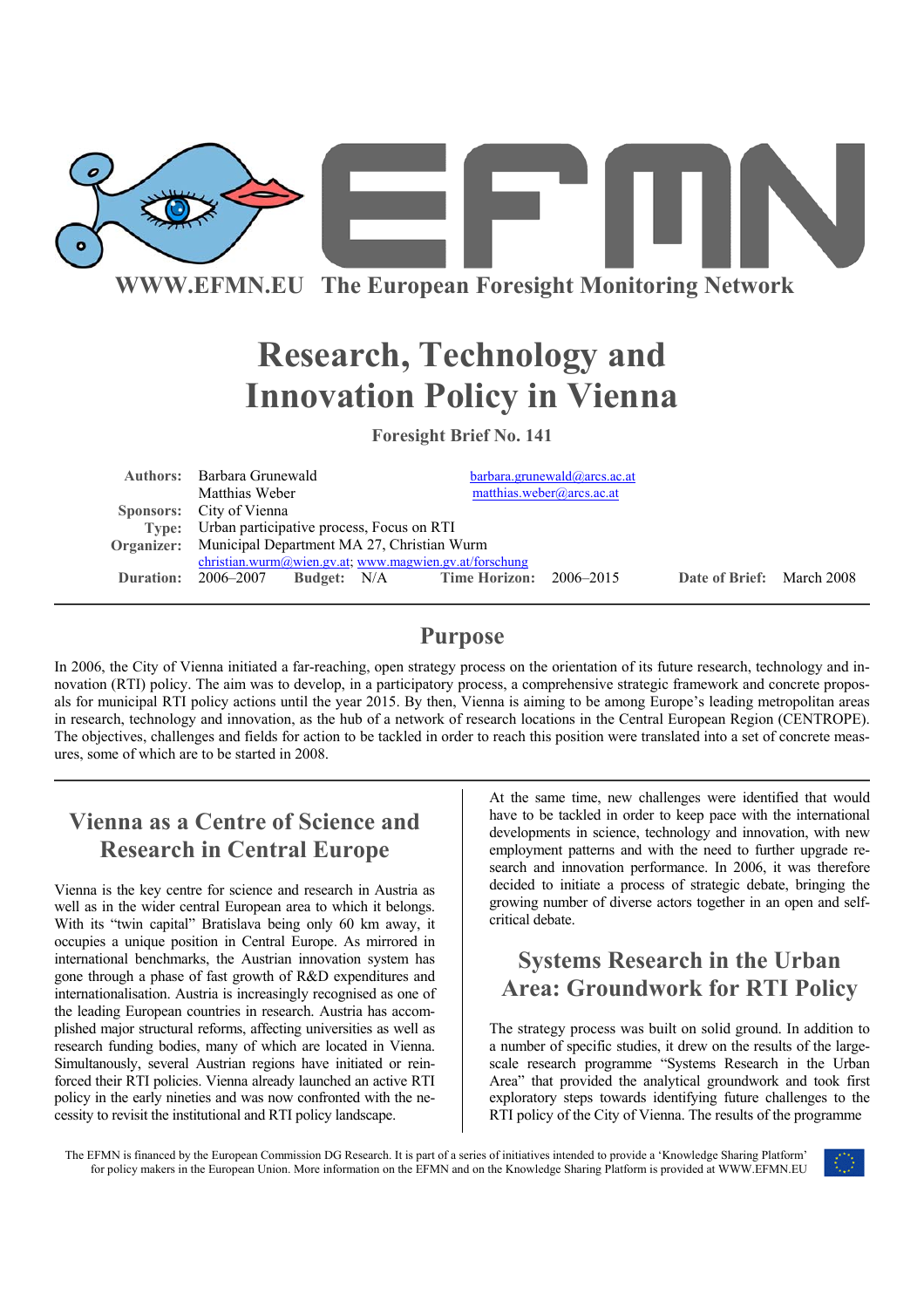WWW.EFMN.EU The European Foresight Monitoring Network

# Research, Technology and Innovation Policy in Vienna

**Foresight Brief No. 141**

| | | | |
|---|---|---|---|
| **Authors:** | Barbara Grunewald | barbara.grunewald@arcs.ac.at | |
| | Matthias Weber | matthias.weber@arcs.ac.at | |
| **Sponsors:** | City of Vienna | | |
| **Type:** | Urban participative process, Focus on RTI | | |
| **Organizer:** | Municipal Department MA 27, Christian Wurm | | |
| | christian.wurm@wien.gv.at; www.magwien.gv.at/forschung | | |
| **Duration:** | 2006–2007 **Budget:** N/A | **Time Horizon:** 2006–2015 | **Date of Brief:** March 2008 |

## Purpose

In 2006, the City of Vienna initiated a far-reaching, open strategy process on the orientation of its future research, technology and innovation (RTI) policy. The aim was to develop, in a participatory process, a comprehensive strategic framework and concrete proposals for municipal RTI policy actions until the year 2015. By then, Vienna is aiming to be among Europe's leading metropolitan areas in research, technology and innovation, as the hub of a network of research locations in the Central European Region (CENTROPE). The objectives, challenges and fields for action to be tackled in order to reach this position were translated into a set of concrete measures, some of which are to be started in 2008.

## Vienna as a Centre of Science and Research in Central Europe

Vienna is the key centre for science and research in Austria as well as in the wider central European area to which it belongs. With its "twin capital" Bratislava being only 60 km away, it occupies a unique position in Central Europe. As mirrored in international benchmarks, the Austrian innovation system has gone through a phase of fast growth of R&D expenditures and internationalisation. Austria is increasingly recognised as one of the leading European countries in research. Austria has accomplished major structural reforms, affecting universities as well as research funding bodies, many of which are located in Vienna. Simultanously, several Austrian regions have initiated or reinforced their RTI policies. Vienna already launched an active RTI policy in the early nineties and was now confronted with the necessity to revisit the institutional and RTI policy landscape.

At the same time, new challenges were identified that would have to be tackled in order to keep pace with the international developments in science, technology and innovation, with new employment patterns and with the need to further upgrade research and innovation performance. In 2006, it was therefore decided to initiate a process of strategic debate, bringing the growing number of diverse actors together in an open and self-critical debate.

## Systems Research in the Urban Area: Groundwork for RTI Policy

The strategy process was built on solid ground. In addition to a number of specific studies, it drew on the results of the large-scale research programme "Systems Research in the Urban Area" that provided the analytical groundwork and took first exploratory steps towards identifying future challenges to the RTI policy of the City of Vienna. The results of the programme

The EFMN is financed by the European Commission DG Research. It is part of a series of initiatives intended to provide a 'Knowledge Sharing Platform' for policy makers in the European Union. More information on the EFMN and on the Knowledge Sharing Platform is provided at WWW.EFMN.EU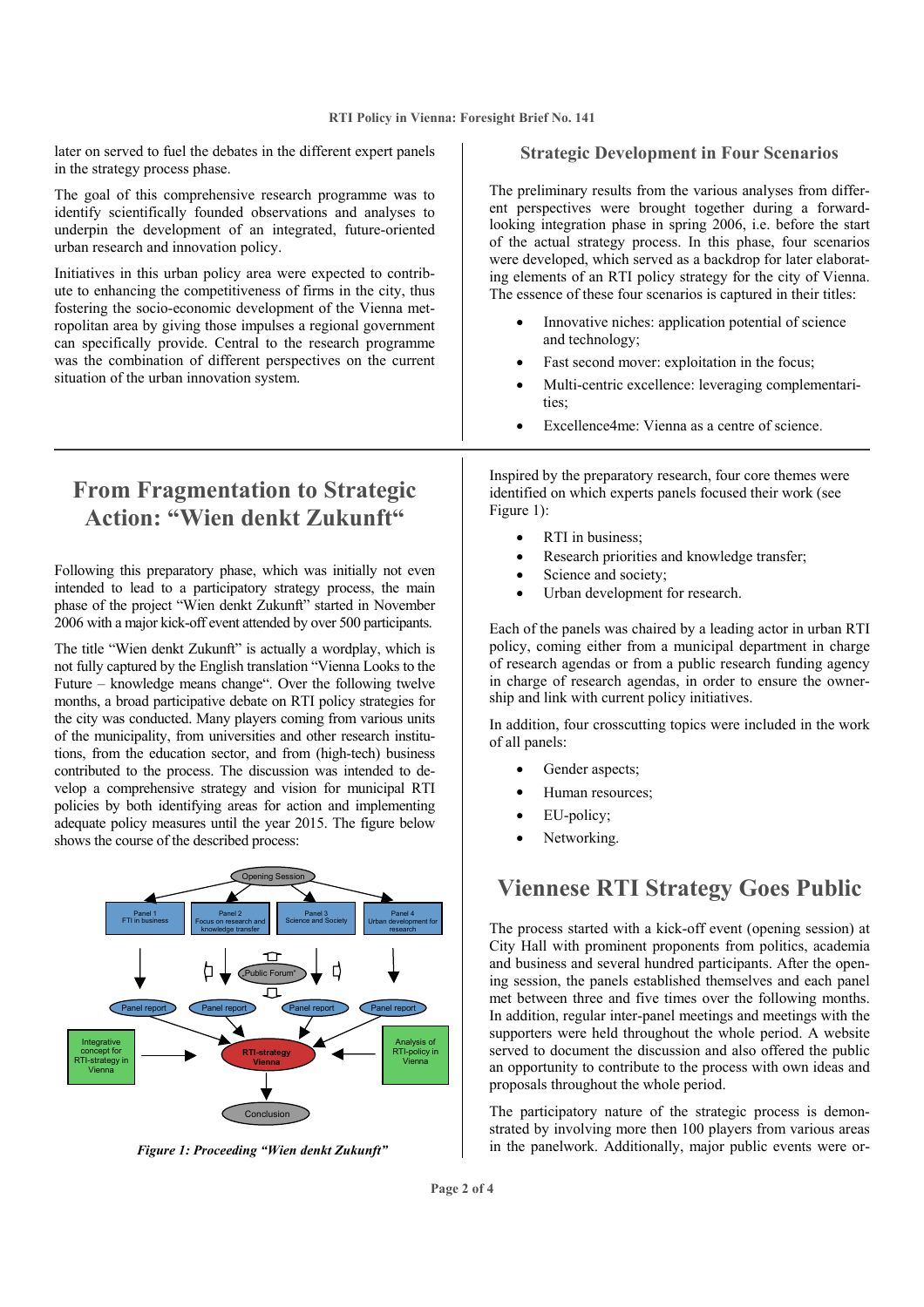later on served to fuel the debates in the different expert panels in the strategy process phase.

The goal of this comprehensive research programme was to identify scientifically founded observations and analyses to underpin the development of an integrated, future-oriented urban research and innovation policy.

Initiatives in this urban policy area were expected to contribute to enhancing the competitiveness of firms in the city, thus fostering the socio-economic development of the Vienna metropolitan area by giving those impulses a regional government can specifically provide. Central to the research programme was the combination of different perspectives on the current situation of the urban innovation system.

### Strategic Development in Four Scenarios

The preliminary results from the various analyses from different perspectives were brought together during a forward-looking integration phase in spring 2006, i.e. before the start of the actual strategy process. In this phase, four scenarios were developed, which served as a backdrop for later elaborating elements of an RTI policy strategy for the city of Vienna. The essence of these four scenarios is captured in their titles:

- Innovative niches: application potential of science and technology;
- Fast second mover: exploitation in the focus;
- Multi-centric excellence: leveraging complementarities;
- Excellence4me: Vienna as a centre of science.

## From Fragmentation to Strategic Action: "Wien denkt Zukunft"

Following this preparatory phase, which was initially not even intended to lead to a participatory strategy process, the main phase of the project "Wien denkt Zukunft" started in November 2006 with a major kick-off event attended by over 500 participants.

The title "Wien denkt Zukunft" is actually a wordplay, which is not fully captured by the English translation "Vienna Looks to the Future – knowledge means change". Over the following twelve months, a broad participative debate on RTI policy strategies for the city was conducted. Many players coming from various units of the municipality, from universities and other research institutions, from the education sector, and from (high-tech) business contributed to the process. The discussion was intended to develop a comprehensive strategy and vision for municipal RTI policies by both identifying areas for action and implementing adequate policy measures until the year 2015. The figure below shows the course of the described process:

Opening Session

Panel 1
FTI in business

Panel 2
Focus on research and knowledge transfer

Panel 3
Science and Society

Panel 4
Urban development for research

„Public Forum"

Panel report

Panel report

Panel report

Panel report

Integrative concept for RTI-strategy in Vienna

RTI-strategy Vienna

Analysis of RTI-policy in Vienna

Conclusion

*Figure 1: Proceeding "Wien denkt Zukunft"*

Inspired by the preparatory research, four core themes were identified on which experts panels focused their work (see Figure 1):

- RTI in business;
- Research priorities and knowledge transfer;
- Science and society;
- Urban development for research.

Each of the panels was chaired by a leading actor in urban RTI policy, coming either from a municipal department in charge of research agendas or from a public research funding agency in charge of research agendas, in order to ensure the ownership and link with current policy initiatives.

In addition, four crosscutting topics were included in the work of all panels:

- Gender aspects;
- Human resources;
- EU-policy;
- Networking.

## Viennese RTI Strategy Goes Public

The process started with a kick-off event (opening session) at City Hall with prominent proponents from politics, academia and business and several hundred participants. After the opening session, the panels established themselves and each panel met between three and five times over the following months. In addition, regular inter-panel meetings and meetings with the supporters were held throughout the whole period. A website served to document the discussion and also offered the public an opportunity to contribute to the process with own ideas and proposals throughout the whole period.

The participatory nature of the strategic process is demonstrated by involving more then 100 players from various areas in the panelwork. Additionally, major public events were or-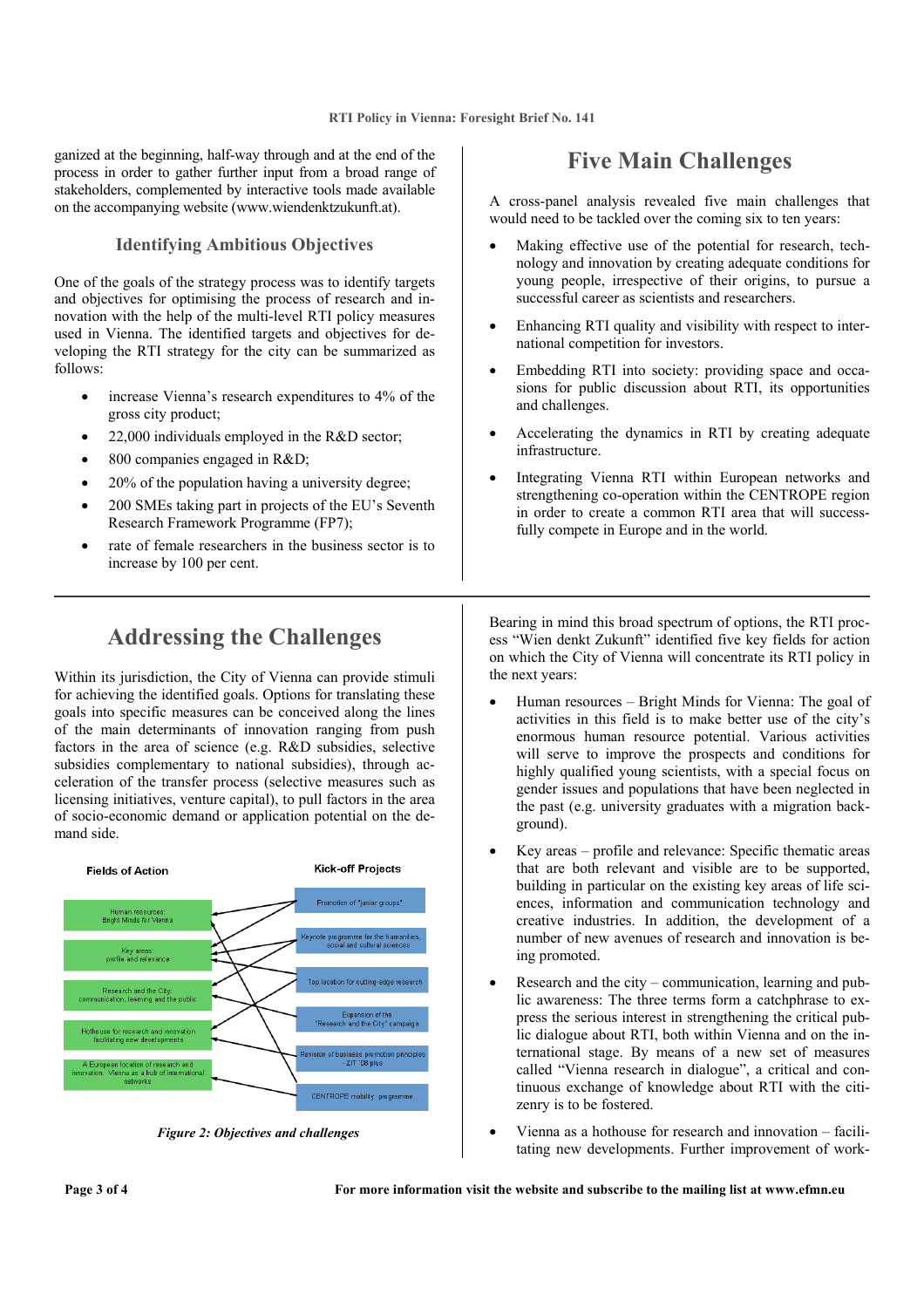ganized at the beginning, half-way through and at the end of the process in order to gather further input from a broad range of stakeholders, complemented by interactive tools made available on the accompanying website (www.wiendenktzukunft.at).

### Identifying Ambitious Objectives

One of the goals of the strategy process was to identify targets and objectives for optimising the process of research and innovation with the help of the multi-level RTI policy measures used in Vienna. The identified targets and objectives for developing the RTI strategy for the city can be summarized as follows:

- increase Vienna's research expenditures to 4% of the gross city product;
- 22,000 individuals employed in the R&D sector;
- 800 companies engaged in R&D;
- 20% of the population having a university degree;
- 200 SMEs taking part in projects of the EU's Seventh Research Framework Programme (FP7);
- rate of female researchers in the business sector is to increase by 100 per cent.

## Five Main Challenges

A cross-panel analysis revealed five main challenges that would need to be tackled over the coming six to ten years:

- Making effective use of the potential for research, technology and innovation by creating adequate conditions for young people, irrespective of their origins, to pursue a successful career as scientists and researchers.
- Enhancing RTI quality and visibility with respect to international competition for investors.
- Embedding RTI into society: providing space and occasions for public discussion about RTI, its opportunities and challenges.
- Accelerating the dynamics in RTI by creating adequate infrastructure.
- Integrating Vienna RTI within European networks and strengthening co-operation within the CENTROPE region in order to create a common RTI area that will successfully compete in Europe and in the world.

## Addressing the Challenges

Within its jurisdiction, the City of Vienna can provide stimuli for achieving the identified goals. Options for translating these goals into specific measures can be conceived along the lines of the main determinants of innovation ranging from push factors in the area of science (e.g. R&D subsidies, selective subsidies complementary to national subsidies), through acceleration of the transfer process (selective measures such as licensing initiatives, venture capital), to pull factors in the area of socio-economic demand or application potential on the demand side.

Fields of Action

Human resources: Bright Minds for Vienna

Key areas: profile and relevance

Research and the City: communication, learning and the public

Hothouse for research and innovation facilitating new developments

A European location of research and innovation: Vienna as a hub of international networks

Kick-off Projects

Promotion of "junior groups"

Keynote programme for the humanities, social and cultural sciences

Top location for cutting-edge research

Expansion of the "Research and the City" campaign

Revision of business promotion principles - ZIT '08 plus

CENTROPE mobility programme

*Figure 2: Objectives and challenges*

Bearing in mind this broad spectrum of options, the RTI process "Wien denkt Zukunft" identified five key fields for action on which the City of Vienna will concentrate its RTI policy in the next years:

- Human resources – Bright Minds for Vienna: The goal of activities in this field is to make better use of the city's enormous human resource potential. Various activities will serve to improve the prospects and conditions for highly qualified young scientists, with a special focus on gender issues and populations that have been neglected in the past (e.g. university graduates with a migration background).
- Key areas – profile and relevance: Specific thematic areas that are both relevant and visible are to be supported, building in particular on the existing key areas of life sciences, information and communication technology and creative industries. In addition, the development of a number of new avenues of research and innovation is being promoted.
- Research and the city – communication, learning and public awareness: The three terms form a catchphrase to express the serious interest in strengthening the critical public dialogue about RTI, both within Vienna and on the international stage. By means of a new set of measures called "Vienna research in dialogue", a critical and continuous exchange of knowledge about RTI with the citizenry is to be fostered.
- Vienna as a hothouse for research and innovation – facilitating new developments. Further improvement of work-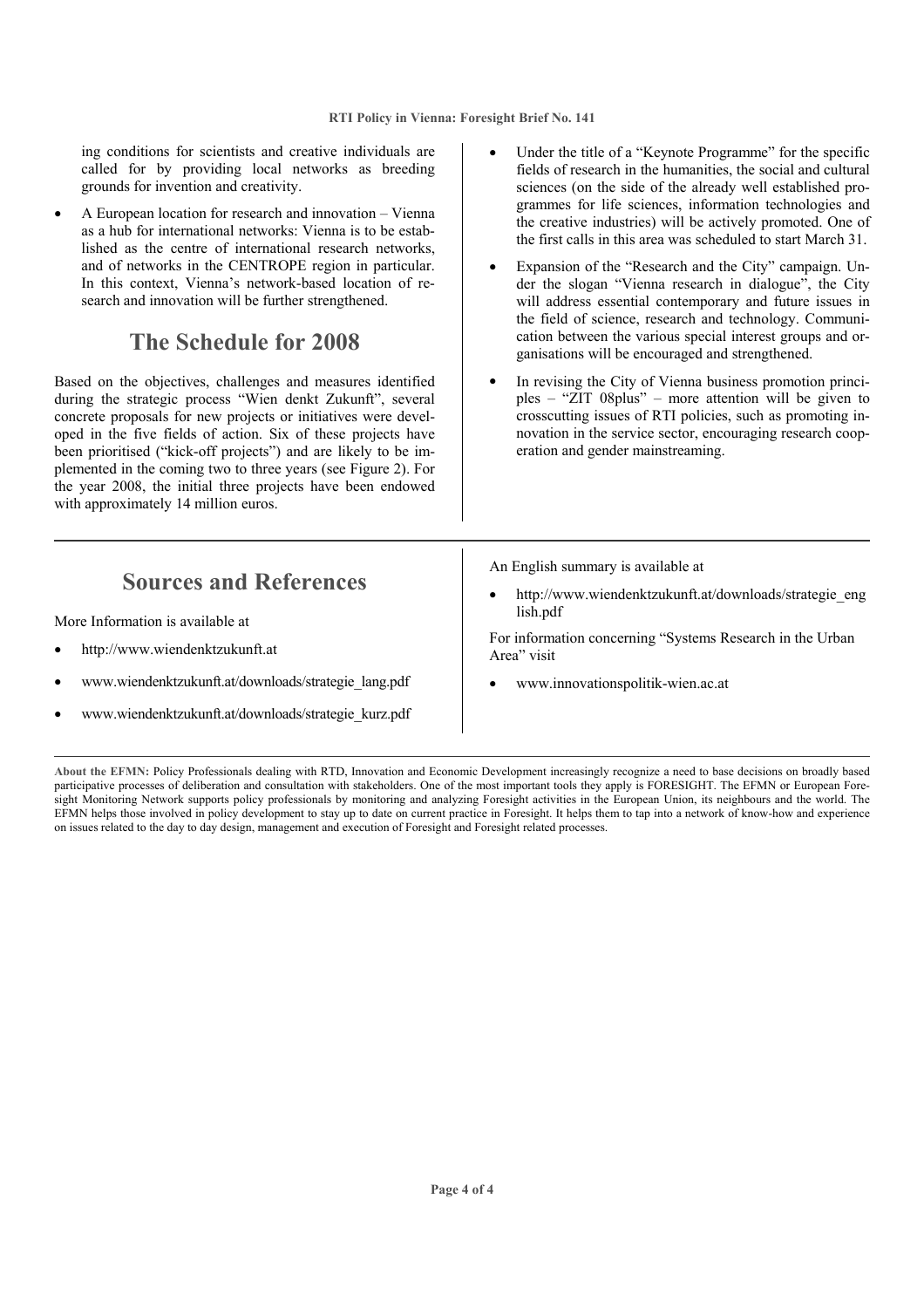ing conditions for scientists and creative individuals are called for by providing local networks as breeding grounds for invention and creativity.

- A European location for research and innovation – Vienna as a hub for international networks: Vienna is to be established as the centre of international research networks, and of networks in the CENTROPE region in particular. In this context, Vienna's network-based location of research and innovation will be further strengthened.

## The Schedule for 2008

Based on the objectives, challenges and measures identified during the strategic process "Wien denkt Zukunft", several concrete proposals for new projects or initiatives were developed in the five fields of action. Six of these projects have been prioritised ("kick-off projects") and are likely to be implemented in the coming two to three years (see Figure 2). For the year 2008, the initial three projects have been endowed with approximately 14 million euros.

- Under the title of a "Keynote Programme" for the specific fields of research in the humanities, the social and cultural sciences (on the side of the already well established programmes for life sciences, information technologies and the creative industries) will be actively promoted. One of the first calls in this area was scheduled to start March 31.
- Expansion of the "Research and the City" campaign. Under the slogan "Vienna research in dialogue", the City will address essential contemporary and future issues in the field of science, research and technology. Communication between the various special interest groups and organisations will be encouraged and strengthened.
- In revising the City of Vienna business promotion principles – "ZIT 08plus" – more attention will be given to crosscutting issues of RTI policies, such as promoting innovation in the service sector, encouraging research cooperation and gender mainstreaming.

## Sources and References

More Information is available at

- http://www.wiendenktzukunft.at
- www.wiendenktzukunft.at/downloads/strategie_lang.pdf
- www.wiendenktzukunft.at/downloads/strategie_kurz.pdf

An English summary is available at

- http://www.wiendenktzukunft.at/downloads/strategie_english.pdf

For information concerning "Systems Research in the Urban Area" visit

- www.innovationspolitik-wien.ac.at

**About the EFMN:** Policy Professionals dealing with RTD, Innovation and Economic Development increasingly recognize a need to base decisions on broadly based participative processes of deliberation and consultation with stakeholders. One of the most important tools they apply is FORESIGHT. The EFMN or European Foresight Monitoring Network supports policy professionals by monitoring and analyzing Foresight activities in the European Union, its neighbours and the world. The EFMN helps those involved in policy development to stay up to date on current practice in Foresight. It helps them to tap into a network of know-how and experience on issues related to the day to day design, management and execution of Foresight and Foresight related processes.